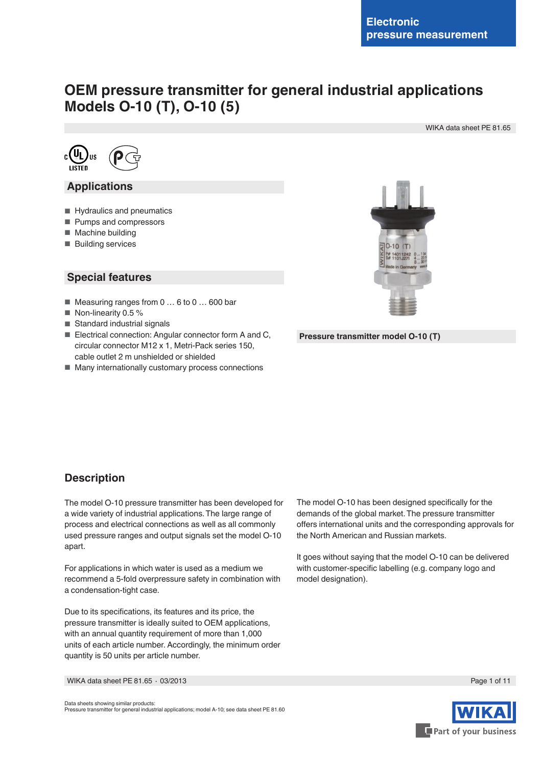Electronic pressure measurement

# OEM pressure transmitter for general industrial applications
# Models O-10 (T), O-10 (5)

WIKA data sheet PE 81.65

## Applications

- Hydraulics and pneumatics
- Pumps and compressors
- Machine building
- Building services

## Special features

- Measuring ranges from 0 … 6 to 0 … 600 bar
- Non-linearity 0.5 %
- Standard industrial signals
- Electrical connection: Angular connector form A and C, circular connector M12 x 1, Metri-Pack series 150, cable outlet 2 m unshielded or shielded
- Many internationally customary process connections

**Pressure transmitter model O-10 (T)**

## Description

The model O-10 pressure transmitter has been developed for a wide variety of industrial applications. The large range of process and electrical connections as well as all commonly used pressure ranges and output signals set the model O-10 apart.

For applications in which water is used as a medium we recommend a 5-fold overpressure safety in combination with a condensation-tight case.

Due to its specifications, its features and its price, the pressure transmitter is ideally suited to OEM applications, with an annual quantity requirement of more than 1,000 units of each article number. Accordingly, the minimum order quantity is 50 units per article number.

The model O-10 has been designed specifically for the demands of the global market. The pressure transmitter offers international units and the corresponding approvals for the North American and Russian markets.

It goes without saying that the model O-10 can be delivered with customer-specific labelling (e.g. company logo and model designation).

Data sheets showing similar products:
Pressure transmitter for general industrial applications; model A-10; see data sheet PE 81.60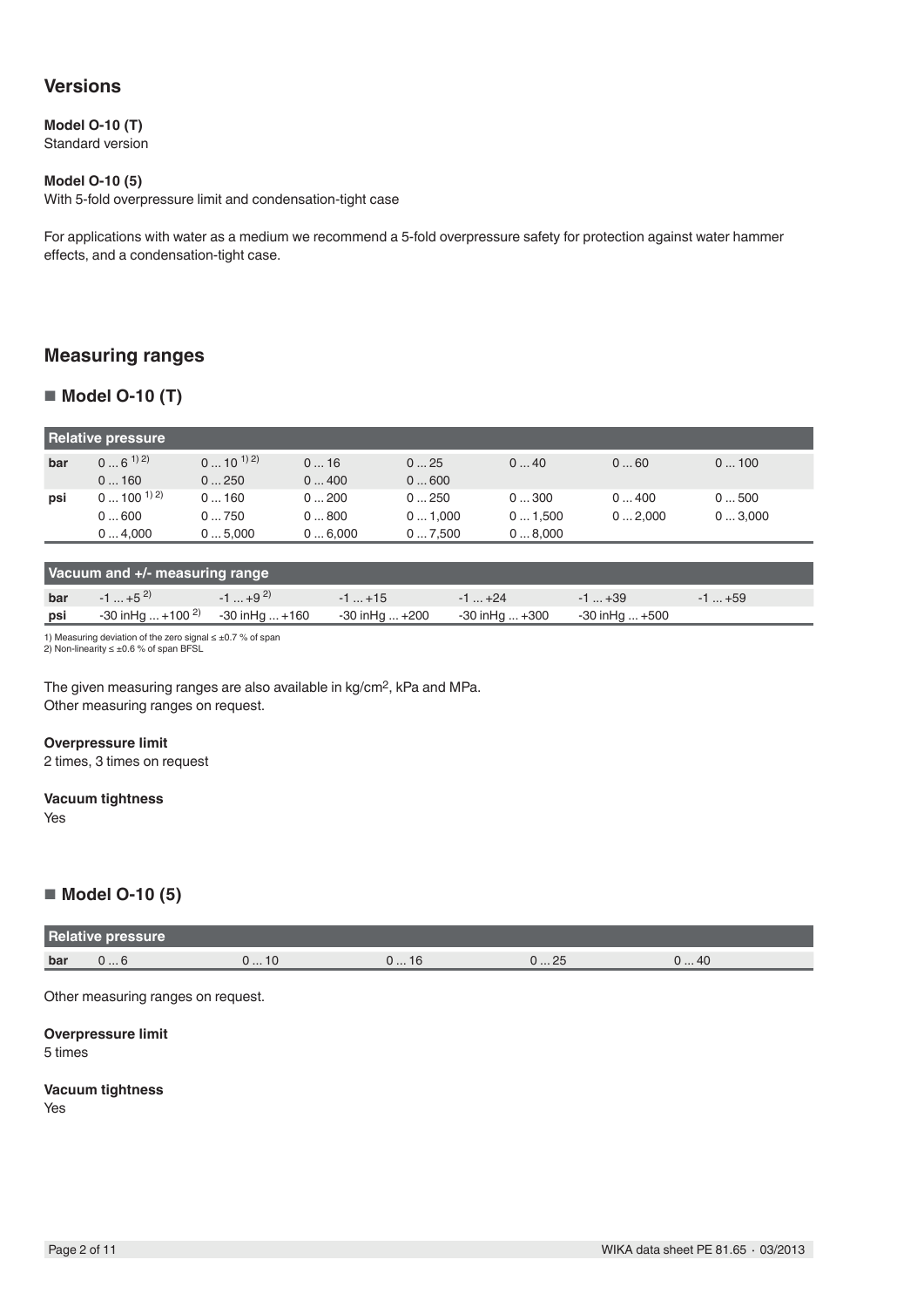## Versions

**Model O-10 (T)**
Standard version

**Model O-10 (5)**
With 5-fold overpressure limit and condensation-tight case

For applications with water as a medium we recommend a 5-fold overpressure safety for protection against water hammer effects, and a condensation-tight case.

## Measuring ranges

### ■ Model O-10 (T)

| Relative pressure | | | | | | | |
|---|---|---|---|---|---|---|---|
| **bar** | 0 ... 6 [1) 2)] | 0 ... 10 [1) 2)] | 0 ... 16 | 0 ... 25 | 0 ... 40 | 0 ... 60 | 0 ... 100 |
| | 0 ... 160 | 0 ... 250 | 0 ... 400 | 0 ... 600 | | | |
| **psi** | 0 ... 100 [1) 2)] | 0 ... 160 | 0 ... 200 | 0 ... 250 | 0 ... 300 | 0 ... 400 | 0 ... 500 |
| | 0 ... 600 | 0 ... 750 | 0 ... 800 | 0 ... 1,000 | 0 ... 1,500 | 0 ... 2,000 | 0 ... 3,000 |
| | 0 ... 4,000 | 0 ... 5,000 | 0 ... 6,000 | 0 ... 7,500 | 0 ... 8,000 | | |

| Vacuum and +/- measuring range | | | | | | |
|---|---|---|---|---|---|---|
| **bar** | -1 ... +5 [2)] | -1 ... +9 [2)] | -1 ... +15 | -1 ... +24 | -1 ... +39 | -1 ... +59 |
| **psi** | -30 inHg ... +100 [2)] | -30 inHg ... +160 | -30 inHg ... +200 | -30 inHg ... +300 | -30 inHg ... +500 | |

1) Measuring deviation of the zero signal ≤ ±0.7 % of span
2) Non-linearity ≤ ±0.6 % of span BFSL

The given measuring ranges are also available in kg/cm², kPa and MPa.
Other measuring ranges on request.

**Overpressure limit**
2 times, 3 times on request

**Vacuum tightness**
Yes

### ■ Model O-10 (5)

| Relative pressure | | | | | |
|---|---|---|---|---|---|
| **bar** | 0 ... 6 | 0 ... 10 | 0 ... 16 | 0 ... 25 | 0 ... 40 |

Other measuring ranges on request.

**Overpressure limit**
5 times

**Vacuum tightness**
Yes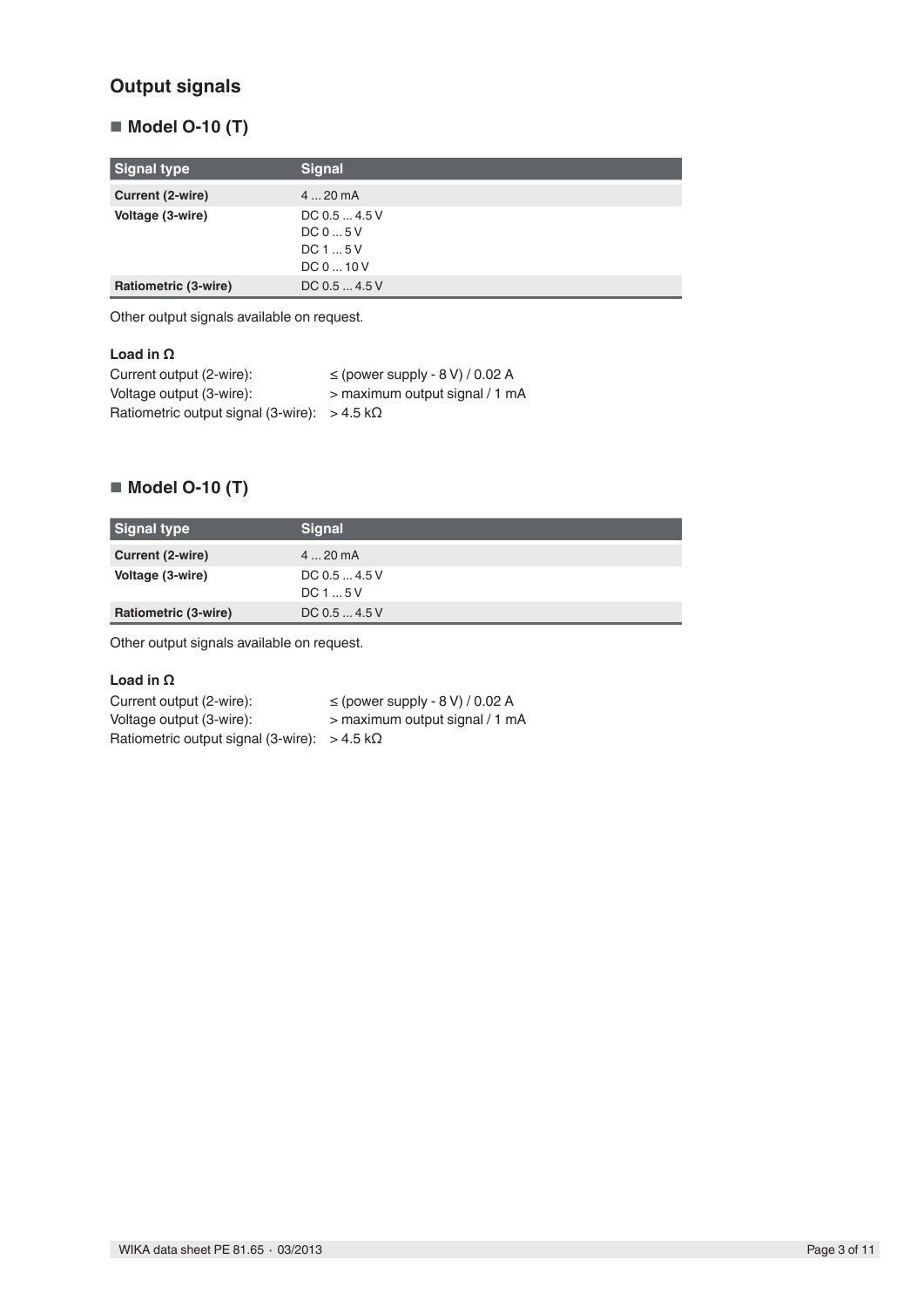## Output signals

### ■ Model O-10 (T)

| Signal type | Signal |
|---|---|
| **Current (2-wire)** | 4 ... 20 mA |
| **Voltage (3-wire)** | DC 0.5 ... 4.5 V<br>DC 0 ... 5 V<br>DC 1 ... 5 V<br>DC 0 ... 10 V |
| **Ratiometric (3-wire)** | DC 0.5 ... 4.5 V |

Other output signals available on request.

**Load in Ω**

Current output (2-wire): ≤ (power supply - 8 V) / 0.02 A
Voltage output (3-wire): > maximum output signal / 1 mA
Ratiometric output signal (3-wire): > 4.5 kΩ

### ■ Model O-10 (T)

| Signal type | Signal |
|---|---|
| **Current (2-wire)** | 4 ... 20 mA |
| **Voltage (3-wire)** | DC 0.5 ... 4.5 V<br>DC 1 ... 5 V |
| **Ratiometric (3-wire)** | DC 0.5 ... 4.5 V |

Other output signals available on request.

**Load in Ω**

Current output (2-wire): ≤ (power supply - 8 V) / 0.02 A
Voltage output (3-wire): > maximum output signal / 1 mA
Ratiometric output signal (3-wire): > 4.5 kΩ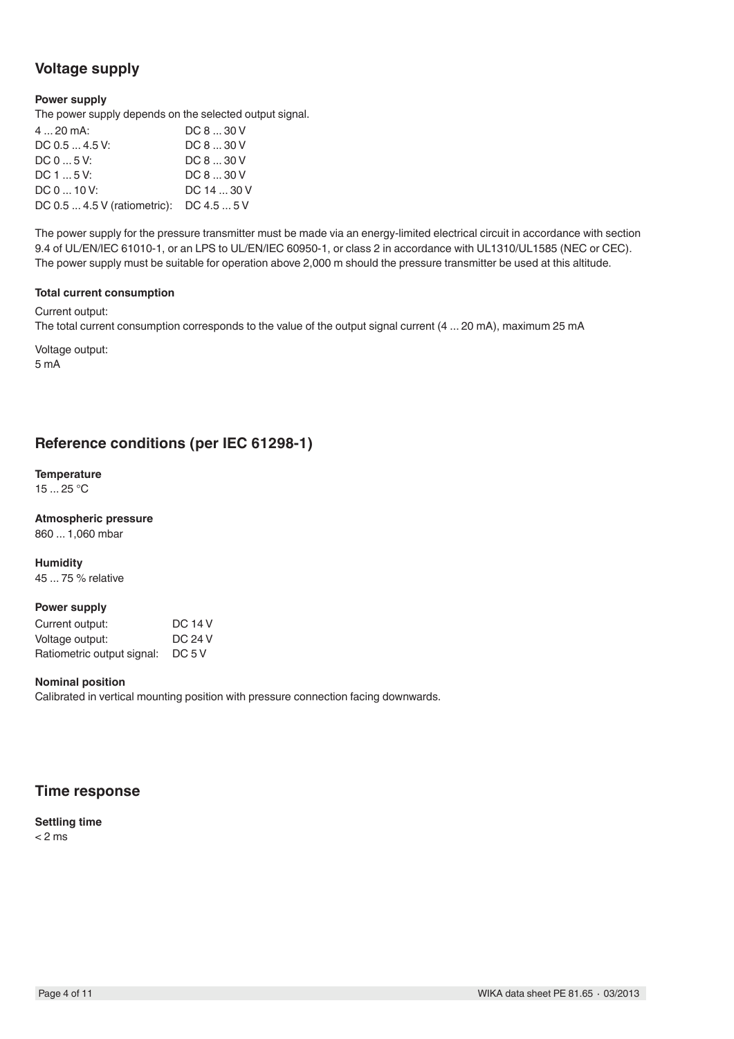## Voltage supply

### Power supply

The power supply depends on the selected output signal.

| | |
|---|---|
| 4 ... 20 mA: | DC 8 ... 30 V |
| DC 0.5 ... 4.5 V: | DC 8 ... 30 V |
| DC 0 ... 5 V: | DC 8 ... 30 V |
| DC 1 ... 5 V: | DC 8 ... 30 V |
| DC 0 ... 10 V: | DC 14 ... 30 V |
| DC 0.5 ... 4.5 V (ratiometric): | DC 4.5 ... 5 V |

The power supply for the pressure transmitter must be made via an energy-limited electrical circuit in accordance with section 9.4 of UL/EN/IEC 61010-1, or an LPS to UL/EN/IEC 60950-1, or class 2 in accordance with UL1310/UL1585 (NEC or CEC). The power supply must be suitable for operation above 2,000 m should the pressure transmitter be used at this altitude.

### Total current consumption

Current output:
The total current consumption corresponds to the value of the output signal current (4 ... 20 mA), maximum 25 mA

Voltage output:
5 mA

## Reference conditions (per IEC 61298-1)

### Temperature

15 ... 25 °C

### Atmospheric pressure

860 ... 1,060 mbar

### Humidity

45 ... 75 % relative

### Power supply

| | |
|---|---|
| Current output: | DC 14 V |
| Voltage output: | DC 24 V |
| Ratiometric output signal: | DC 5 V |

### Nominal position

Calibrated in vertical mounting position with pressure connection facing downwards.

## Time response

### Settling time

< 2 ms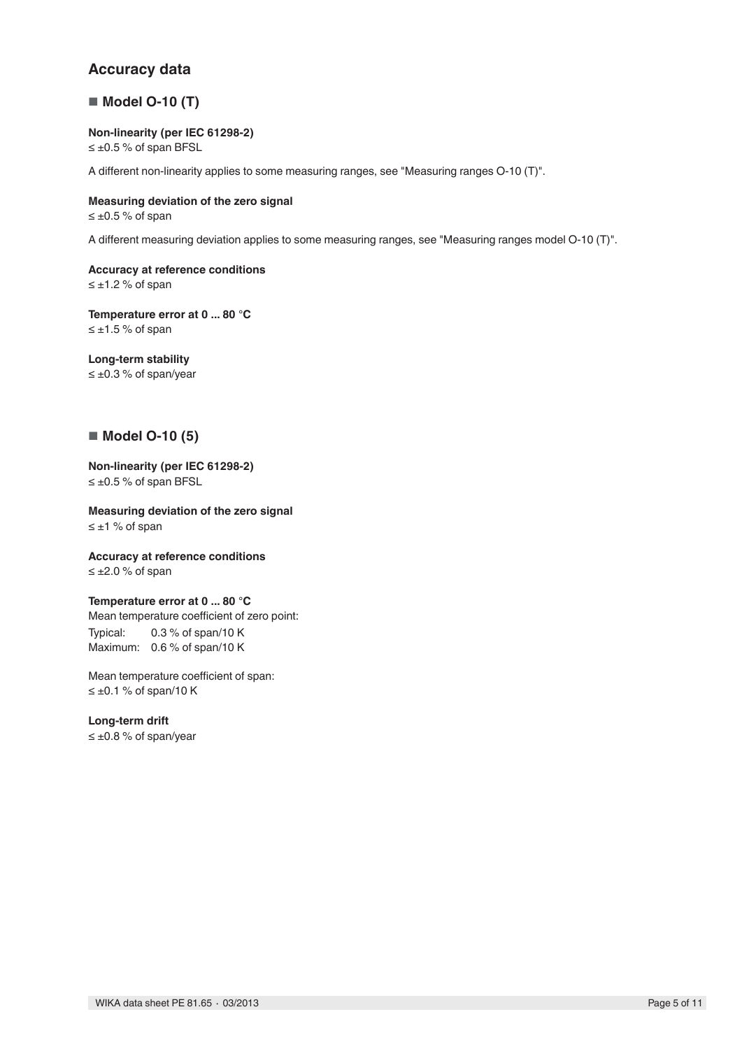## Accuracy data

### ■ Model O-10 (T)

**Non-linearity (per IEC 61298-2)**
≤ ±0.5 % of span BFSL

A different non-linearity applies to some measuring ranges, see "Measuring ranges O-10 (T)".

**Measuring deviation of the zero signal**
≤ ±0.5 % of span

A different measuring deviation applies to some measuring ranges, see "Measuring ranges model O-10 (T)".

**Accuracy at reference conditions**
≤ ±1.2 % of span

**Temperature error at 0 ... 80 °C**
≤ ±1.5 % of span

**Long-term stability**
≤ ±0.3 % of span/year

### ■ Model O-10 (5)

**Non-linearity (per IEC 61298-2)**
≤ ±0.5 % of span BFSL

**Measuring deviation of the zero signal**
≤ ±1 % of span

**Accuracy at reference conditions**
≤ ±2.0 % of span

**Temperature error at 0 ... 80 °C**
Mean temperature coefficient of zero point:
Typical: 0.3 % of span/10 K
Maximum: 0.6 % of span/10 K

Mean temperature coefficient of span:
≤ ±0.1 % of span/10 K

**Long-term drift**
≤ ±0.8 % of span/year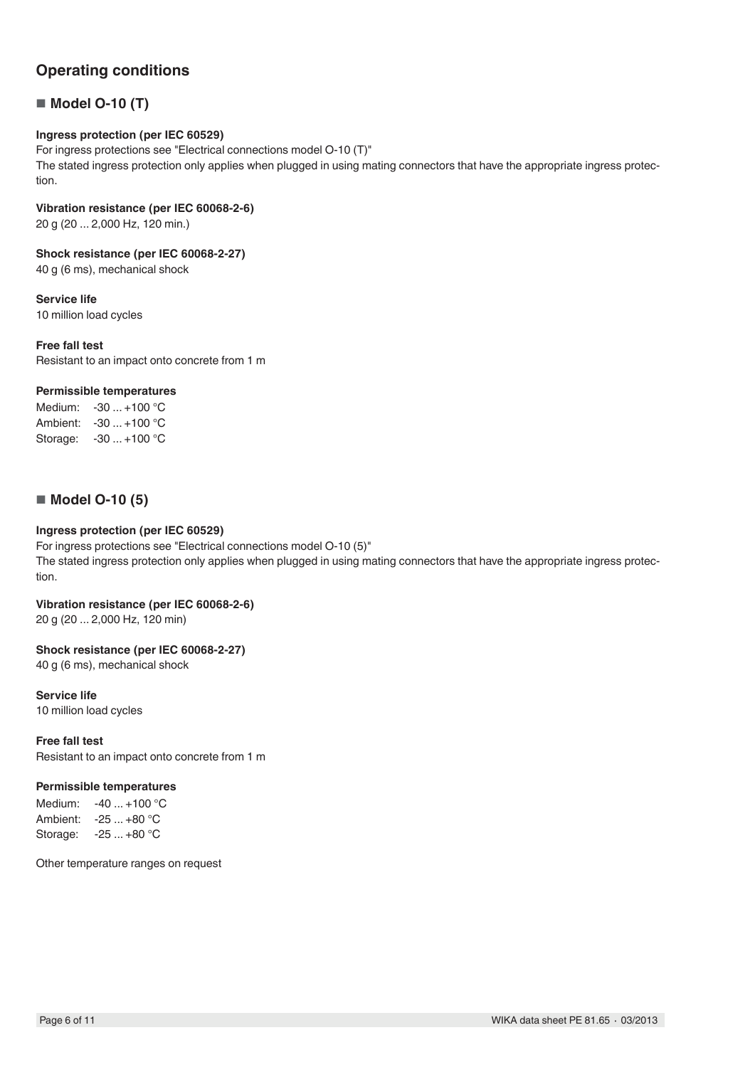## Operating conditions

### ■ Model O-10 (T)

**Ingress protection (per IEC 60529)**

For ingress protections see "Electrical connections model O-10 (T)"

The stated ingress protection only applies when plugged in using mating connectors that have the appropriate ingress protection.

**Vibration resistance (per IEC 60068-2-6)**

20 g (20 ... 2,000 Hz, 120 min.)

**Shock resistance (per IEC 60068-2-27)**

40 g (6 ms), mechanical shock

**Service life**

10 million load cycles

**Free fall test**

Resistant to an impact onto concrete from 1 m

**Permissible temperatures**

Medium: -30 ... +100 °C
Ambient: -30 ... +100 °C
Storage: -30 ... +100 °C

### ■ Model O-10 (5)

**Ingress protection (per IEC 60529)**

For ingress protections see "Electrical connections model O-10 (5)"

The stated ingress protection only applies when plugged in using mating connectors that have the appropriate ingress protection.

**Vibration resistance (per IEC 60068-2-6)**

20 g (20 ... 2,000 Hz, 120 min)

**Shock resistance (per IEC 60068-2-27)**

40 g (6 ms), mechanical shock

**Service life**

10 million load cycles

**Free fall test**

Resistant to an impact onto concrete from 1 m

**Permissible temperatures**

Medium: -40 ... +100 °C
Ambient: -25 ... +80 °C
Storage: -25 ... +80 °C

Other temperature ranges on request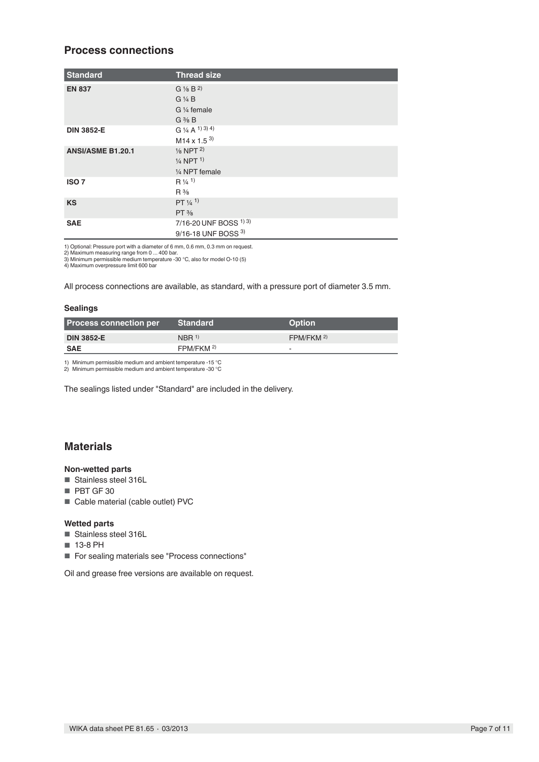## Process connections

| Standard | Thread size |
|---|---|
| **EN 837** | G ⅛ B [2] |
| | G ¼ B |
| | G ¼ female |
| | G ⅜ B |
| **DIN 3852-E** | G ¼ A [1) 3) 4)] |
| | M14 x 1.5 [3)] |
| **ANSI/ASME B1.20.1** | ⅛ NPT [2)] |
| | ¼ NPT [1)] |
| | ¼ NPT female |
| **ISO 7** | R ¼ [1)] |
| | R ⅜ |
| **KS** | PT ¼ [1)] |
| | PT ⅜ |
| **SAE** | 7/16-20 UNF BOSS [1) 3)] |
| | 9/16-18 UNF BOSS [3)] |

1) Optional: Pressure port with a diameter of 6 mm, 0.6 mm, 0.3 mm on request.
2) Maximum measuring range from 0 ... 400 bar.
3) Minimum permissible medium temperature -30 °C, also for model O-10 (5)
4) Maximum overpressure limit 600 bar

All process connections are available, as standard, with a pressure port of diameter 3.5 mm.

### Sealings

| Process connection per | Standard | Option |
|---|---|---|
| **DIN 3852-E** | NBR [1)] | FPM/FKM [2)] |
| **SAE** | FPM/FKM [2)] | - |

1) Minimum permissible medium and ambient temperature -15 °C
2) Minimum permissible medium and ambient temperature -30 °C

The sealings listed under "Standard" are included in the delivery.

## Materials

### Non-wetted parts

- Stainless steel 316L
- PBT GF 30
- Cable material (cable outlet) PVC

### Wetted parts

- Stainless steel 316L
- 13-8 PH
- For sealing materials see "Process connections"

Oil and grease free versions are available on request.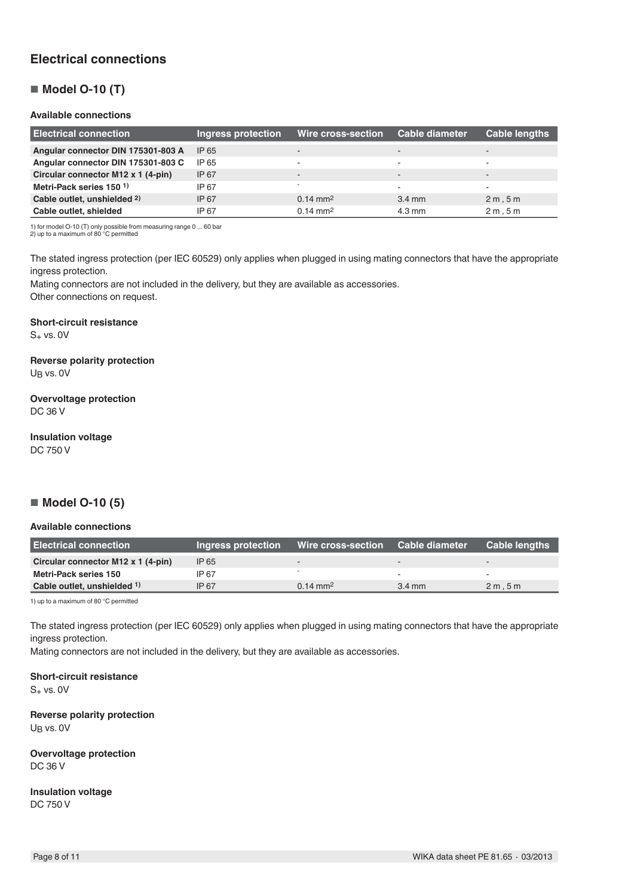## Electrical connections

### ■ Model O-10 (T)

**Available connections**

| Electrical connection | Ingress protection | Wire cross-section | Cable diameter | Cable lengths |
|---|---|---|---|---|
| **Angular connector DIN 175301-803 A** | IP 65 | - | - | - |
| **Angular connector DIN 175301-803 C** | IP 65 | - | - | - |
| **Circular connector M12 x 1 (4-pin)** | IP 67 | - | - | - |
| **Metri-Pack series 150** [1)] | IP 67 | - | - | - |
| **Cable outlet, unshielded** [2)] | IP 67 | 0.14 mm² | 3.4 mm | 2 m , 5 m |
| **Cable outlet, shielded** | IP 67 | 0.14 mm² | 4.3 mm | 2 m , 5 m |

1) for model O-10 (T) only possible from measuring range 0 ... 60 bar
2) up to a maximum of 80 °C permitted

The stated ingress protection (per IEC 60529) only applies when plugged in using mating connectors that have the appropriate ingress protection.
Mating connectors are not included in the delivery, but they are available as accessories.
Other connections on request.

**Short-circuit resistance**
$S_+$ vs. 0V

**Reverse polarity protection**
$U_B$ vs. 0V

**Overvoltage protection**
DC 36 V

**Insulation voltage**
DC 750 V

### ■ Model O-10 (5)

**Available connections**

| Electrical connection | Ingress protection | Wire cross-section | Cable diameter | Cable lengths |
|---|---|---|---|---|
| **Circular connector M12 x 1 (4-pin)** | IP 65 | - | - | - |
| **Metri-Pack series 150** | IP 67 | - | - | - |
| **Cable outlet, unshielded** [1)] | IP 67 | 0.14 mm² | 3.4 mm | 2 m , 5 m |

1) up to a maximum of 80 °C permitted

The stated ingress protection (per IEC 60529) only applies when plugged in using mating connectors that have the appropriate ingress protection.
Mating connectors are not included in the delivery, but they are available as accessories.

**Short-circuit resistance**
$S_+$ vs. 0V

**Reverse polarity protection**
$U_B$ vs. 0V

**Overvoltage protection**
DC 36 V

**Insulation voltage**
DC 750 V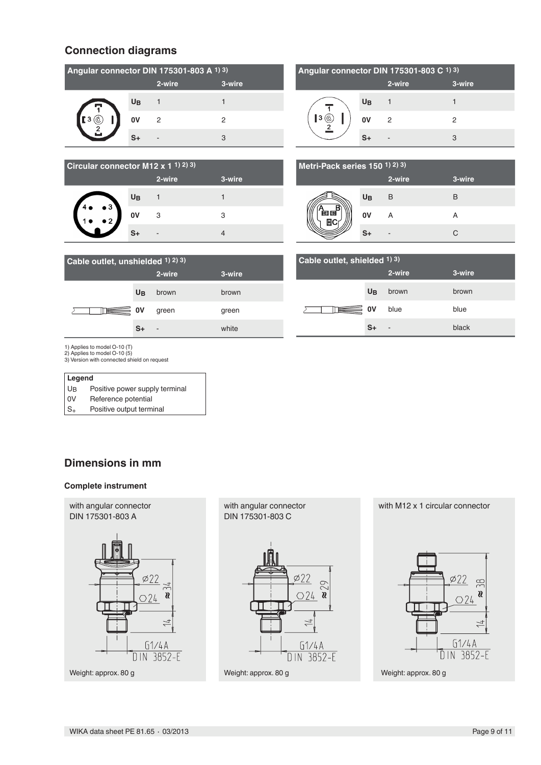## Connection diagrams

| Angular connector DIN 175301-803 A 1) 3) | 2-wire | 3-wire |
|---|---|---|
| $U_B$ | 1 | 1 |
| 0V | 2 | 2 |
| S+ | - | 3 |

| Angular connector DIN 175301-803 C 1) 3) | 2-wire | 3-wire |
|---|---|---|
| $U_B$ | 1 | 1 |
| 0V | 2 | 2 |
| S+ | - | 3 |

| Circular connector M12 x 1 1) 2) 3) | 2-wire | 3-wire |
|---|---|---|
| $U_B$ | 1 | 1 |
| 0V | 3 | 3 |
| S+ | - | 4 |

| Metri-Pack series 150 1) 2) 3) | 2-wire | 3-wire |
|---|---|---|
| $U_B$ | B | B |
| 0V | A | A |
| S+ | - | C |

| Cable outlet, unshielded 1) 2) 3) | 2-wire | 3-wire |
|---|---|---|
| $U_B$ | brown | brown |
| 0V | green | green |
| S+ | - | white |

| Cable outlet, shielded 1) 3) | 2-wire | 3-wire |
|---|---|---|
| $U_B$ | brown | brown |
| 0V | blue | blue |
| S+ | - | black |

1) Applies to model O-10 (T)
2) Applies to model O-10 (5)
3) Version with connected shield on request

| Legend | |
|---|---|
| $U_B$ | Positive power supply terminal |
| 0V | Reference potential |
| $S_+$ | Positive output terminal |

## Dimensions in mm

### Complete instrument

**with angular connector DIN 175301-803 A**

Ø22, ⬡24, ≈ 34, 14, G1/4A DIN 3852-E

Weight: approx. 80 g

**with angular connector DIN 175301-803 C**

Ø22, ⬡24, ≈ 29, 14, G1/4A DIN 3852-E

Weight: approx. 80 g

**with M12 x 1 circular connector**

Ø22, ⬡24, ≈ 38, 14, G1/4A DIN 3852-E

Weight: approx. 80 g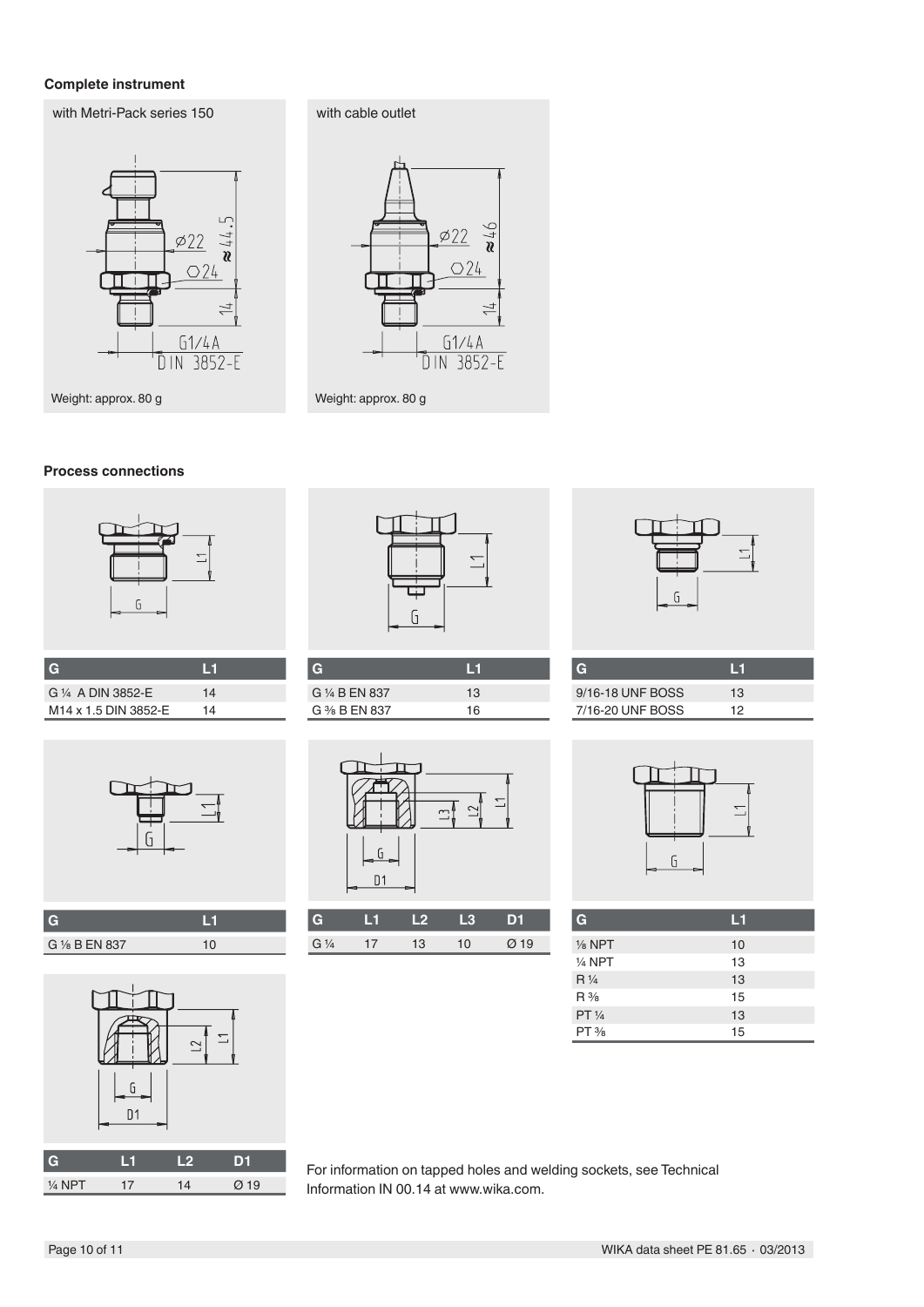**Complete instrument**

with Metri-Pack series 150

Weight: approx. 80 g

with cable outlet

Weight: approx. 80 g

**Process connections**

| G | L1 |
|---|---|
| G ¼ A DIN 3852-E | 14 |
| M14 x 1.5 DIN 3852-E | 14 |

| G | L1 |
|---|---|
| G ¼ B EN 837 | 13 |
| G ⅜ B EN 837 | 16 |

| G | L1 |
|---|---|
| 9/16-18 UNF BOSS | 13 |
| 7/16-20 UNF BOSS | 12 |

| G | L1 |
|---|---|
| G ⅛ B EN 837 | 10 |

| G | L1 | L2 | L3 | D1 |
|---|---|---|---|---|
| G ¼ | 17 | 13 | 10 | Ø 19 |

| G | L1 |
|---|---|
| ⅛ NPT | 10 |
| ¼ NPT | 13 |
| R ¼ | 13 |
| R ⅜ | 15 |
| PT ¼ | 13 |
| PT ⅜ | 15 |

| G | L1 | L2 | D1 |
|---|---|---|---|
| ¼ NPT | 17 | 14 | Ø 19 |

For information on tapped holes and welding sockets, see Technical Information IN 00.14 at www.wika.com.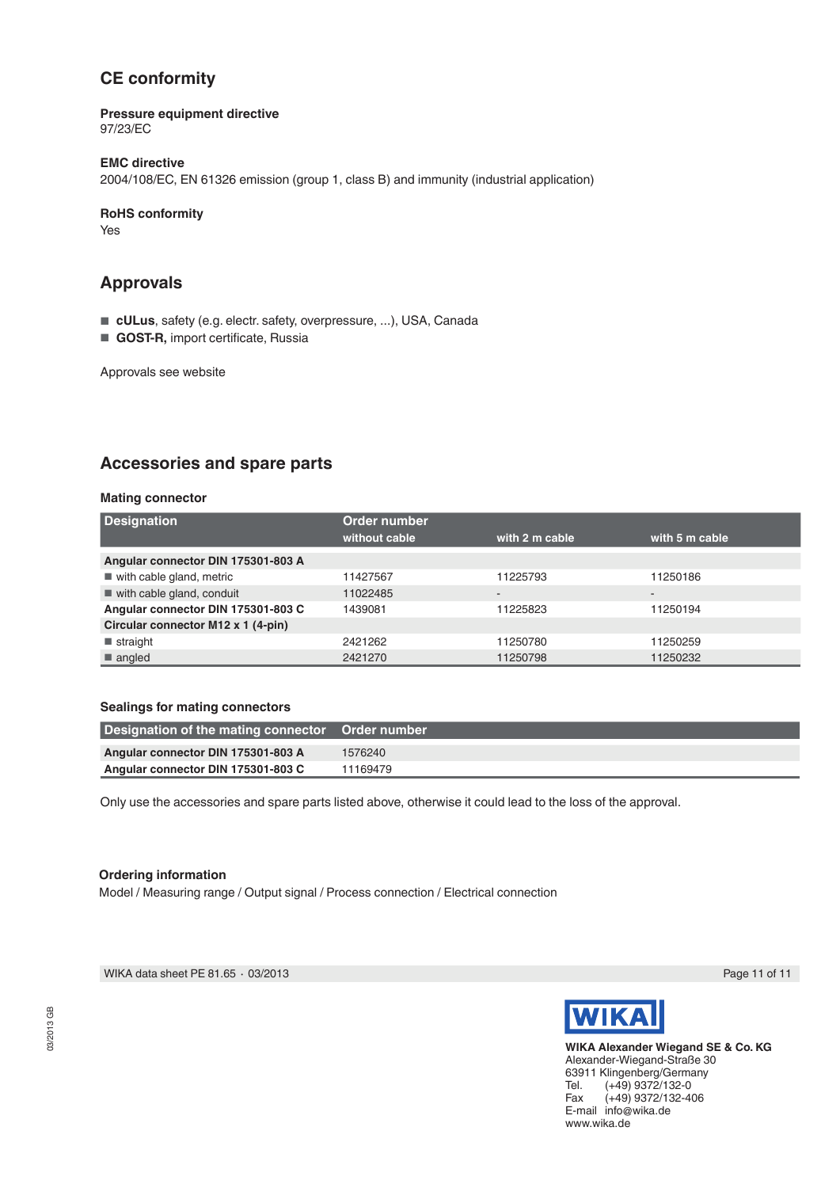## CE conformity

**Pressure equipment directive**
97/23/EC

**EMC directive**
2004/108/EC, EN 61326 emission (group 1, class B) and immunity (industrial application)

**RoHS conformity**
Yes

## Approvals

- **cULus**, safety (e.g. electr. safety, overpressure, ...), USA, Canada
- **GOST-R,** import certificate, Russia

Approvals see website

## Accessories and spare parts

**Mating connector**

| Designation | Order number without cable | with 2 m cable | with 5 m cable |
|---|---|---|---|
| **Angular connector DIN 175301-803 A** | | | |
| ■ with cable gland, metric | 11427567 | 11225793 | 11250186 |
| ■ with cable gland, conduit | 11022485 | - | - |
| **Angular connector DIN 175301-803 C** | 1439081 | 11225823 | 11250194 |
| **Circular connector M12 x 1 (4-pin)** | | | |
| ■ straight | 2421262 | 11250780 | 11250259 |
| ■ angled | 2421270 | 11250798 | 11250232 |

**Sealings for mating connectors**

| Designation of the mating connector | Order number |
|---|---|
| **Angular connector DIN 175301-803 A** | 1576240 |
| **Angular connector DIN 175301-803 C** | 11169479 |

Only use the accessories and spare parts listed above, otherwise it could lead to the loss of the approval.

**Ordering information**
Model / Measuring range / Output signal / Process connection / Electrical connection

WIKA data sheet PE 81.65 · 03/2013

03/2013 GB

**WIKA Alexander Wiegand SE & Co. KG**
Alexander-Wiegand-Straße 30
63911 Klingenberg/Germany
Tel. (+49) 9372/132-0
Fax (+49) 9372/132-406
E-mail info@wika.de
www.wika.de